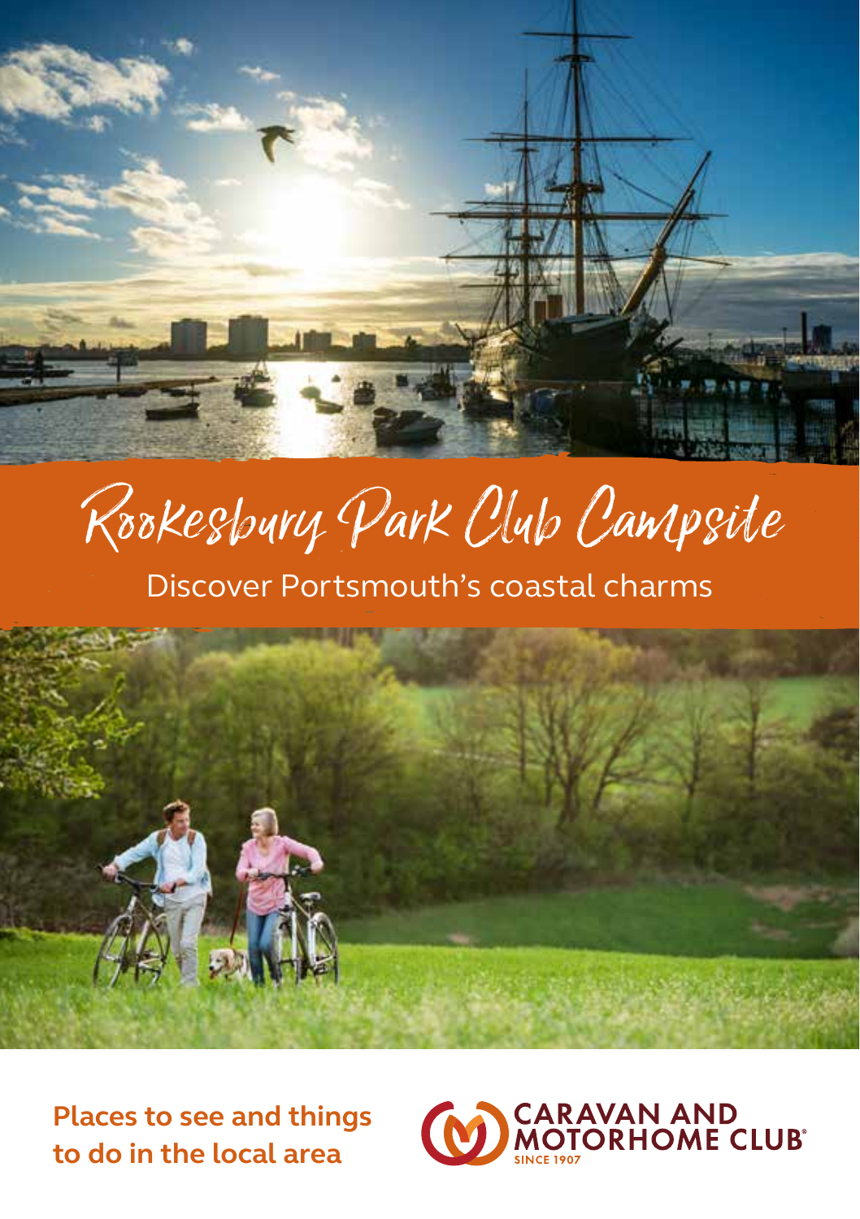# Rookesbury Park Club Campsite

## Discover Portsmouth's coastal charms

**Places to see and things to do in the local area**

CARAVAN AND MOTORHOME CLUB
SINCE 1907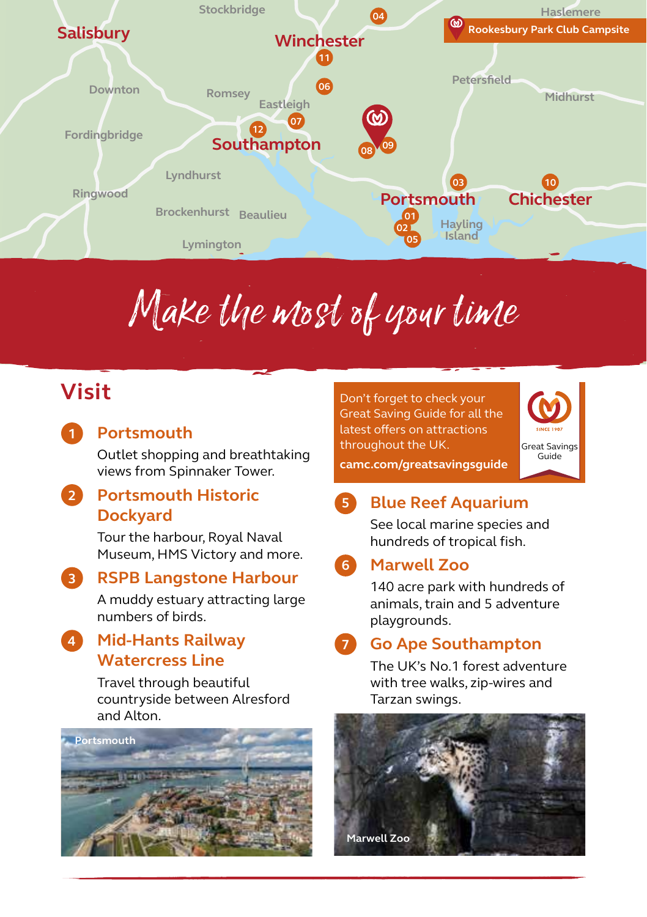# Make the most of your time

## Visit

Don't forget to check your Great Saving Guide for all the latest offers on attractions throughout the UK.

**camc.com/greatsavingsguide**

Great Savings Guide

1. **Portsmouth**

   Outlet shopping and breathtaking views from Spinnaker Tower.

2. **Portsmouth Historic Dockyard**

   Tour the harbour, Royal Naval Museum, HMS Victory and more.

3. **RSPB Langstone Harbour**

   A muddy estuary attracting large numbers of birds.

4. **Mid-Hants Railway Watercress Line**

   Travel through beautiful countryside between Alresford and Alton.

5. **Blue Reef Aquarium**

   See local marine species and hundreds of tropical fish.

6. **Marwell Zoo**

   140 acre park with hundreds of animals, train and 5 adventure playgrounds.

7. **Go Ape Southampton**

   The UK's No.1 forest adventure with tree walks, zip-wires and Tarzan swings.

Portsmouth

Marwell Zoo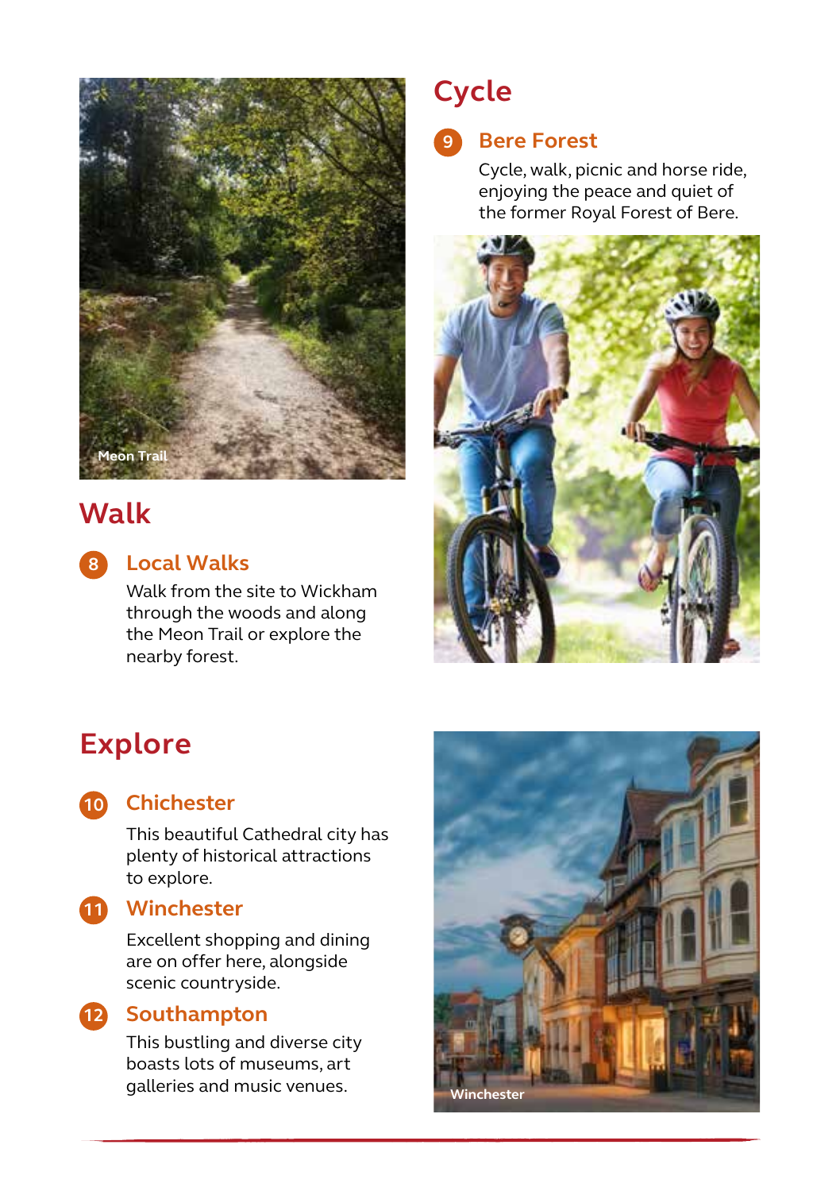Meon Trail

## Walk

### 8 Local Walks

Walk from the site to Wickham through the woods and along the Meon Trail or explore the nearby forest.

## Cycle

### 9 Bere Forest

Cycle, walk, picnic and horse ride, enjoying the peace and quiet of the former Royal Forest of Bere.

## Explore

### 10 Chichester

This beautiful Cathedral city has plenty of historical attractions to explore.

### 11 Winchester

Excellent shopping and dining are on offer here, alongside scenic countryside.

### 12 Southampton

This bustling and diverse city boasts lots of museums, art galleries and music venues.

Winchester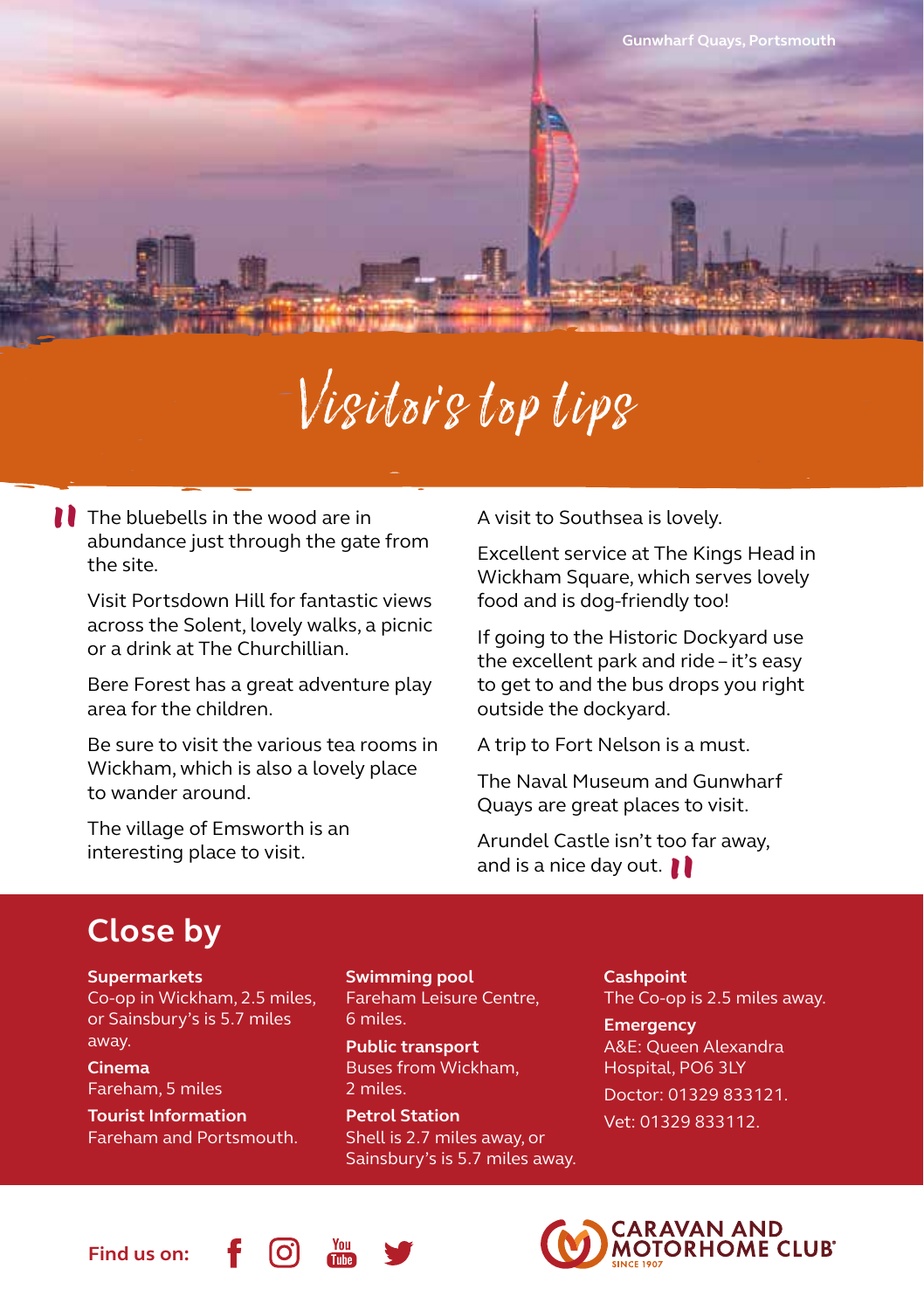Gunwharf Quays, Portsmouth

# Visitor's top tips

"The bluebells in the wood are in abundance just through the gate from the site.

Visit Portsdown Hill for fantastic views across the Solent, lovely walks, a picnic or a drink at The Churchillian.

Bere Forest has a great adventure play area for the children.

Be sure to visit the various tea rooms in Wickham, which is also a lovely place to wander around.

The village of Emsworth is an interesting place to visit.

A visit to Southsea is lovely.

Excellent service at The Kings Head in Wickham Square, which serves lovely food and is dog-friendly too!

If going to the Historic Dockyard use the excellent park and ride – it's easy to get to and the bus drops you right outside the dockyard.

A trip to Fort Nelson is a must.

The Naval Museum and Gunwharf Quays are great places to visit.

Arundel Castle isn't too far away, and is a nice day out."

## Close by

**Supermarkets**
Co-op in Wickham, 2.5 miles, or Sainsbury's is 5.7 miles away.

**Cinema**
Fareham, 5 miles

**Tourist Information**
Fareham and Portsmouth.

**Swimming pool**
Fareham Leisure Centre, 6 miles.

**Public transport**
Buses from Wickham, 2 miles.

**Petrol Station**
Shell is 2.7 miles away, or Sainsbury's is 5.7 miles away.

**Cashpoint**
The Co-op is 2.5 miles away.

**Emergency**
A&E: Queen Alexandra Hospital, PO6 3LY

Doctor: 01329 833121.

Vet: 01329 833112.

**Find us on:**

CARAVAN AND MOTORHOME CLUB SINCE 1907